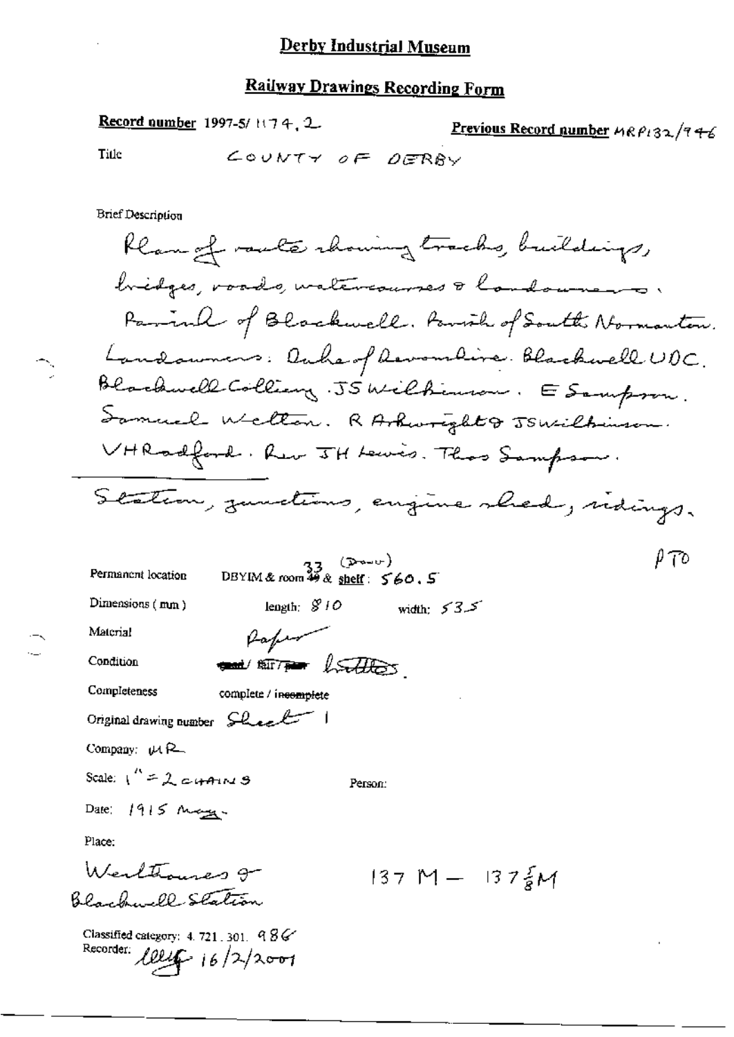# Derby Industrial Museum

## Railway Drawings Recording Form

**Record number** 1997-5/ 1174, 2

**Previous Record number** MRP132/946

Title COUNTY OF DERBY

Brief Description

Plan of route showing tracks, buildings, bridges, roads, watercourses & landowners. Parish of Blackwell. Parish of South Normanton. Landowners: Duke of Devonshire. Blackwell UDC. Blackwell Colliery. JS Wilkinson. E Sampson. Samuel Welton. R Arkwright & JS Wilkinson. VH Radford. Rev JH Lewis. Thos Sampson.

Station, junctions, engine shed, sidings.

PTO

Permanent location DBYIM & room 33 (Down) & shelf: 560.5

Dimensions (mm) length: 810 width: 535

Material Paper

Condition ~~good~~ / fair / ~~poor~~ brittle.

Completeness complete / ~~incomplete~~

Original drawing number Sheet 1

Company: MR

Scale: 1" = 2 CHAINS

Person:

Date: 1915 May.

Place:

Westhouses & Blackwell Station

137 M — 137 5/8 M

Classified category: 4.721.301. 986

Recorder: lllg 16/2/2001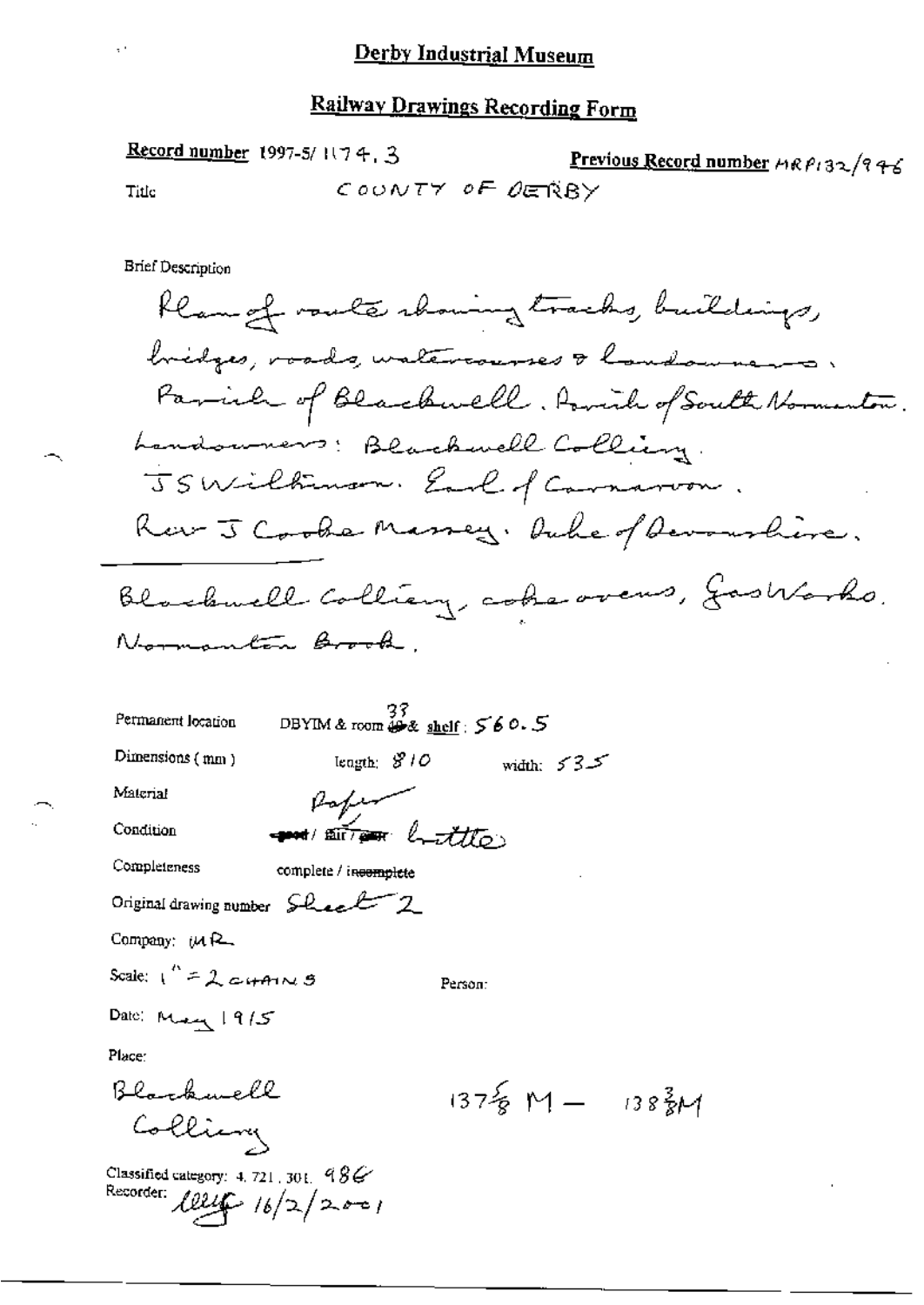# Derby Industrial Museum

## Railway Drawings Recording Form

**Record number** 1997-5/ 1174. 3

**Previous Record number** MRP132/946

Title COUNTY OF DERBY

Brief Description

Plan of route showing tracks, buildings, bridges, roads, watercourses & landowners. Parish of Blackwell. Parish of South Normanton. Landowners: Blackwell Colliery. J S Wilkinson. Earl of Carnarvon. Rev J Cooke Massey. Duke of Devonshire.

Blackwell Colliery, coke ovens, Gas Works. Normanton Brook.

Permanent location DBYIM & room 33 & shelf: 560.5

Dimensions (mm) length: 810 width: 535

Material Paper

Condition ~~good~~ / ~~fair~~ / ~~poor~~ brittle

Completeness complete / ~~incomplete~~

Original drawing number Sheet 2

Company: MR

Scale: 1" = 2 CHAINS

Person:

Date: May 1915

Place:

Blackwell Colliery

$137\frac{5}{8}$ M — $138\frac{3}{8}$M

Classified category: 4. 721. 301. 986

Recorder: [signature] 16/2/2001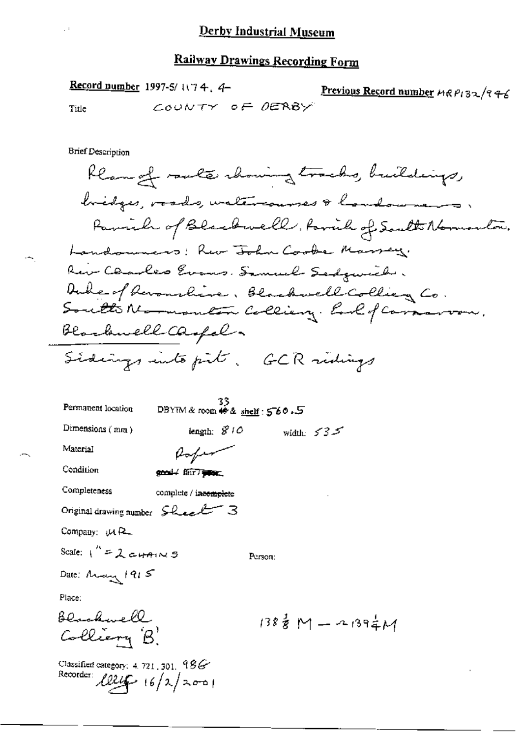# Derby Industrial Museum

## Railway Drawings Recording Form

**Record number** 1997-5/ 1174. 4 **Previous Record number** MRP132/946

Title COUNTY OF DERBY

Brief Description

Plan of route showing tracks, buildings, bridges, roads, watercourses & landowners. Parish of Blackwell. Parish of South Normanton. Landowners: Rev John Cooke Massey. Rev Charles Evans. Samuel Sedgwick. Duke of Devonshire. Blackwell Colliery Co. South Normanton Colliery. Earl of Carnarvon. Blackwell Chapel.

Sidings into pit. GCR sidings

Permanent location DBYIM & room 33 & shelf: 560.5

Dimensions (mm) length: 810 width: 535

Material Paper

Condition ~~good~~ / fair / ~~poor~~

Completeness complete / ~~incomplete~~

Original drawing number Sheet 3

Company: MR

Scale: 1" = 2 CHAINS Person:

Date: May 1915

Place:

Blackwell Colliery 'B'.

$138\frac{3}{8}$ M — $139\frac{1}{4}$ M

Classified category: 4. 721. 301. 98G

Recorder: [signature] 16/2/2001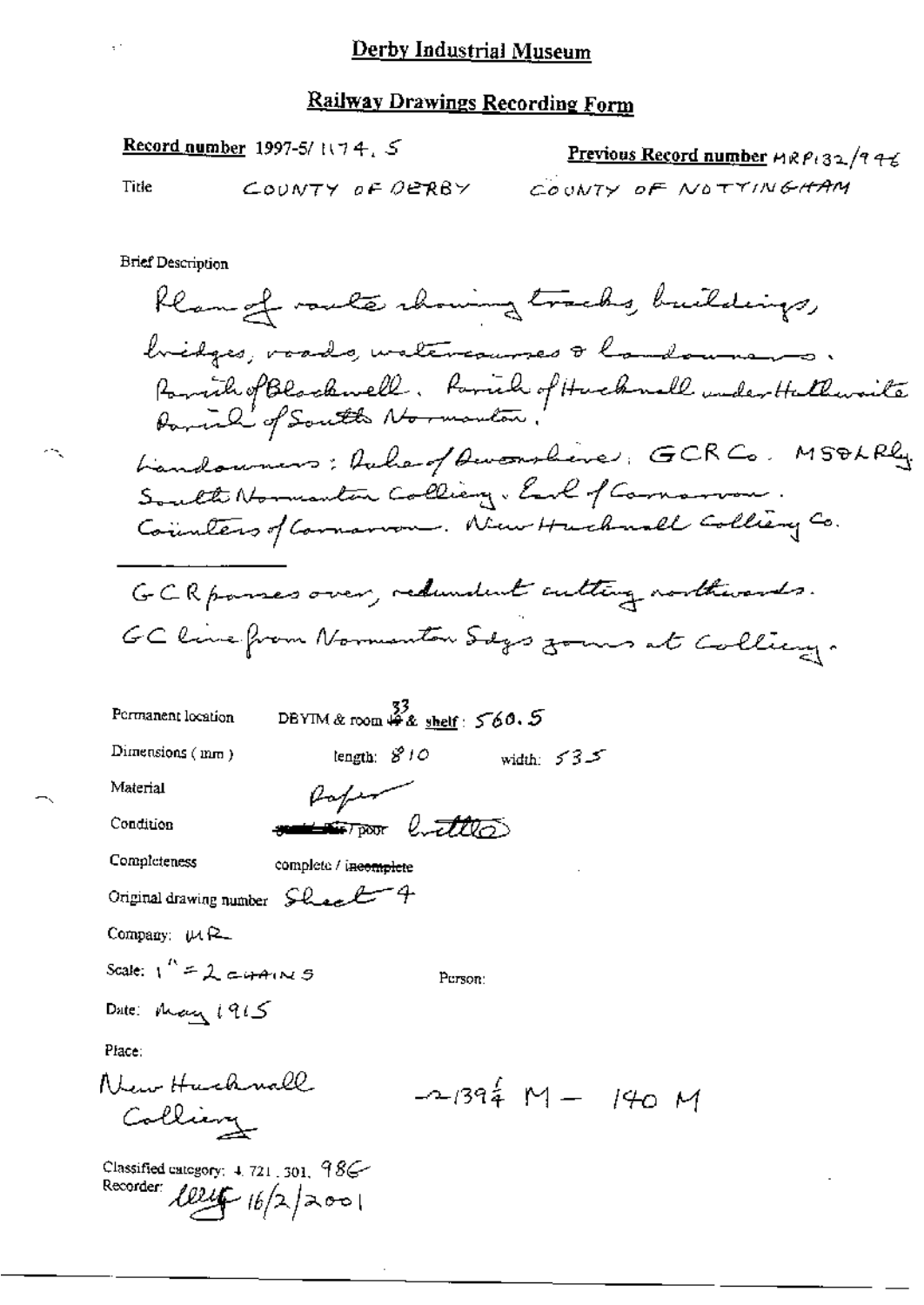# Derby Industrial Museum

## Railway Drawings Recording Form

**Record number** 1997-5/ 1174. 5 **Previous Record number** MRP132/996

Title COUNTY OF DERBY COUNTY OF NOTTINGHAM

Brief Description

Plan of route showing tracks, buildings, bridges, roads, watercourses & landowners.
Parish of Blackwell. Parish of Hucknall under Huthwaite
Parish of South Normanton.
Landowners: Duke of Devonshire. GCR Co. MS&L Rly.
South Normanton Colliery. Earl of Carnarvon.
Countess of Carnarvon. New Hucknall Colliery Co.

GCR passes over, redundant cutting northwards.
GC line from Normanton Sdgs joins at Colliery.

Permanent location DBYIM & room 33 & shelf: 560.5

Dimensions (mm) length: 810 width: 535

Material Paper

Condition ~~good / fair~~ / poor brittle

Completeness complete / ~~incomplete~~

Original drawing number Sheet 4

Company: MR

Scale: 1" = 2 CHAINS

Person:

Date: May 1915

Place:
New Hucknall Colliery

$-139\frac{1}{4}$ M – 140 M

Classified category: 4. 721. 301. 986
Recorder: lllg 16/2/2001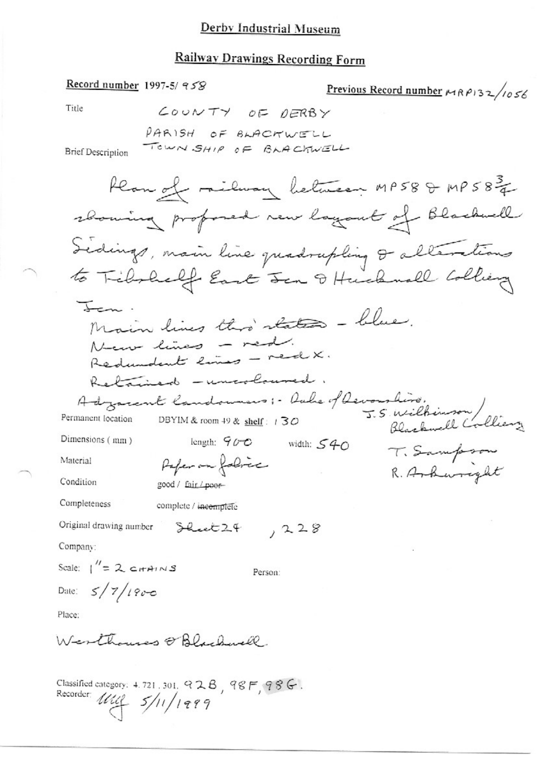# Derby Industrial Museum

## Railway Drawings Recording Form

**Record number** 1997-5/ 958

**Previous Record number** MRP132/1056

Title

COUNTY OF DERBY

PARISH OF BLACKWELL

TOWNSHIP OF BLACKWELL

Brief Description

Plan of railway between MP58 & MP58$\frac{3}{4}$ showing proposed new layout of Blackwell Sidings, main line quadrupling & alterations to Tibshelf East Jcn & Hucknall Colliery Jcn.

Main lines thro' station – blue.
New lines – red.
Redundant lines – red X.
Retained – uncoloured.
Adjacent landowners:- Duke of Devonshire, J.S. Wilkinson / Blackwell Colliery, T. Sampson, R. Arkwright

Permanent location DBYIM & room 49 & shelf : 130

Dimensions ( mm ) length: 900 width: 540

Material Paper on fabric

Condition good / ~~fair / poor~~

Completeness complete / ~~incomplete~~

Original drawing number Sheet 24 , 228

Company:

Scale: 1" = 2 CHAINS

Person:

Date: 5/7/1900

Place:

Westhouses & Blackwell

Classified category: 4. 721, 301, 92B, 98F, 98G.

Recorder: MMG 5/11/1999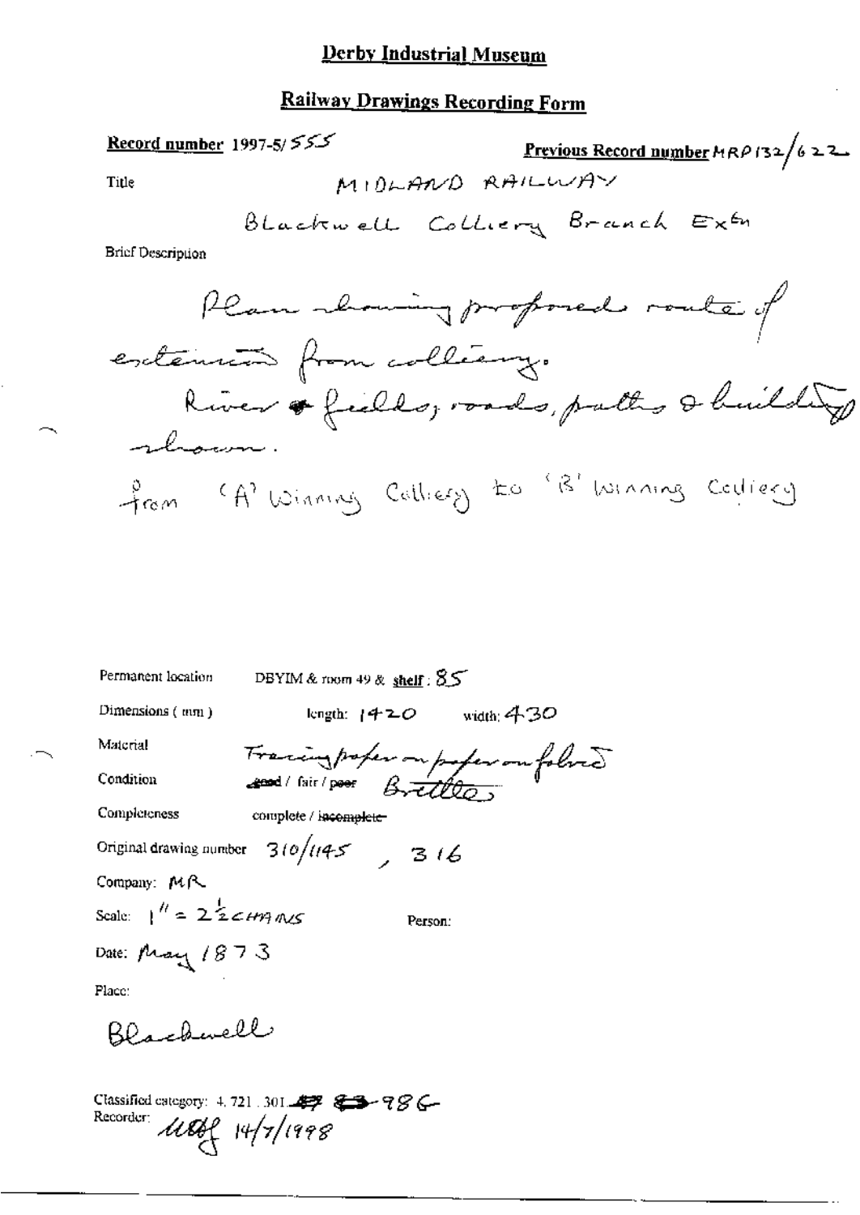# Derby Industrial Museum

## Railway Drawings Recording Form

**Record number** 1997-5/555

**Previous Record number** MRP132/622

Title

MIDLAND RAILWAY

Blackwell Colliery Branch Extn

Brief Description

Plan showing proposed route of extension from colliery.
River & fields, roads, paths & buildings shown.
from 'A' Winning Colliery to 'B' Winning Colliery

Permanent location: DBYIM & room 49 & **shelf**: 85

Dimensions (mm): length: 1420 width: 430

Material: Tracing paper on paper on fabric

Condition: ~~good~~ / fair / ~~poor~~ Brittle

Completeness: complete / ~~incomplete~~

Original drawing number: 310/1145, 316

Company: MR

Scale: 1" = 2½ CHAINS

Person:

Date: May 1873

Place:

Blackwell

Classified category: 4.721.301.~~47~~ ~~83~~-986

Recorder: MEB 14/7/1998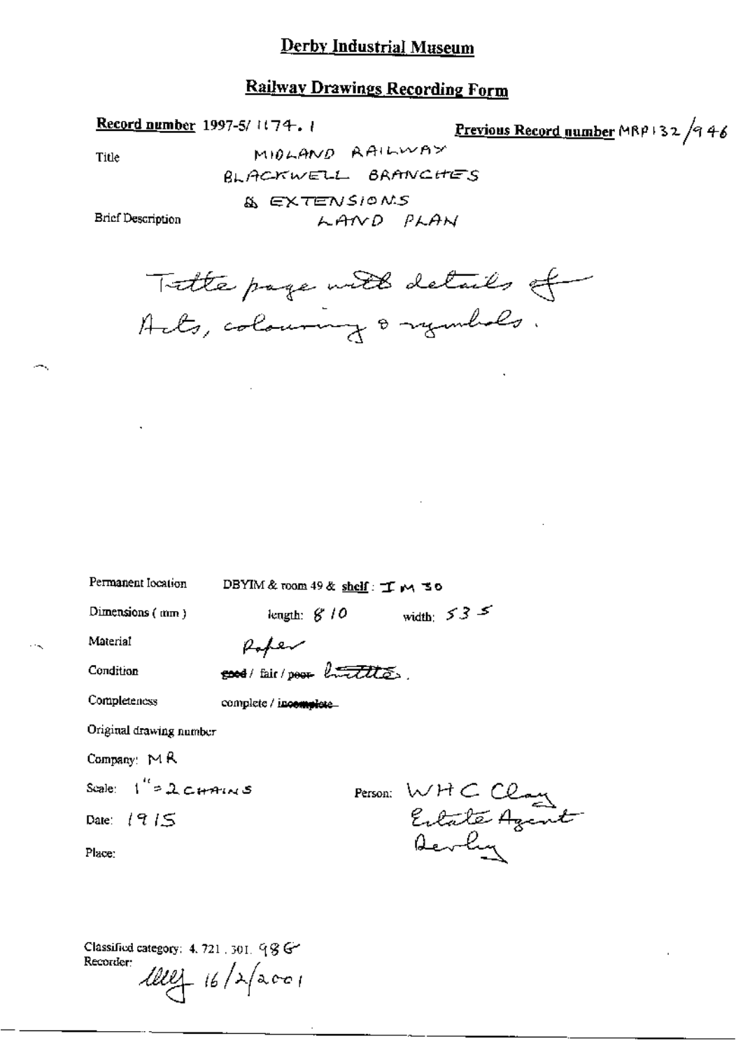# Derby Industrial Museum

## Railway Drawings Recording Form

**Record number** 1997-5/ 1174. 1

**Previous Record number** MRP 132 /946

Title: MIDLAND RAILWAY BLACKWELL BRANCHES & EXTENSIONS

Brief Description: LAND PLAN

Title page with details of Acts, colouring & symbols.

Permanent location: DBYIM & room 49 & **shelf**: I M 30

Dimensions ( mm ): length: 810 width: 535

Material: Paper

Condition: ~~good~~ / fair / ~~poor~~ brittle.

Completeness: complete / ~~incomplete~~

Original drawing number

Company: MR

Scale: 1" = 2 CHAINS

Date: 1915

Place:

Person: WHC Clay Estate Agent Derby

Classified category: 4. 721 . 301. 98 G

Recorder: [signature] 16/2/2001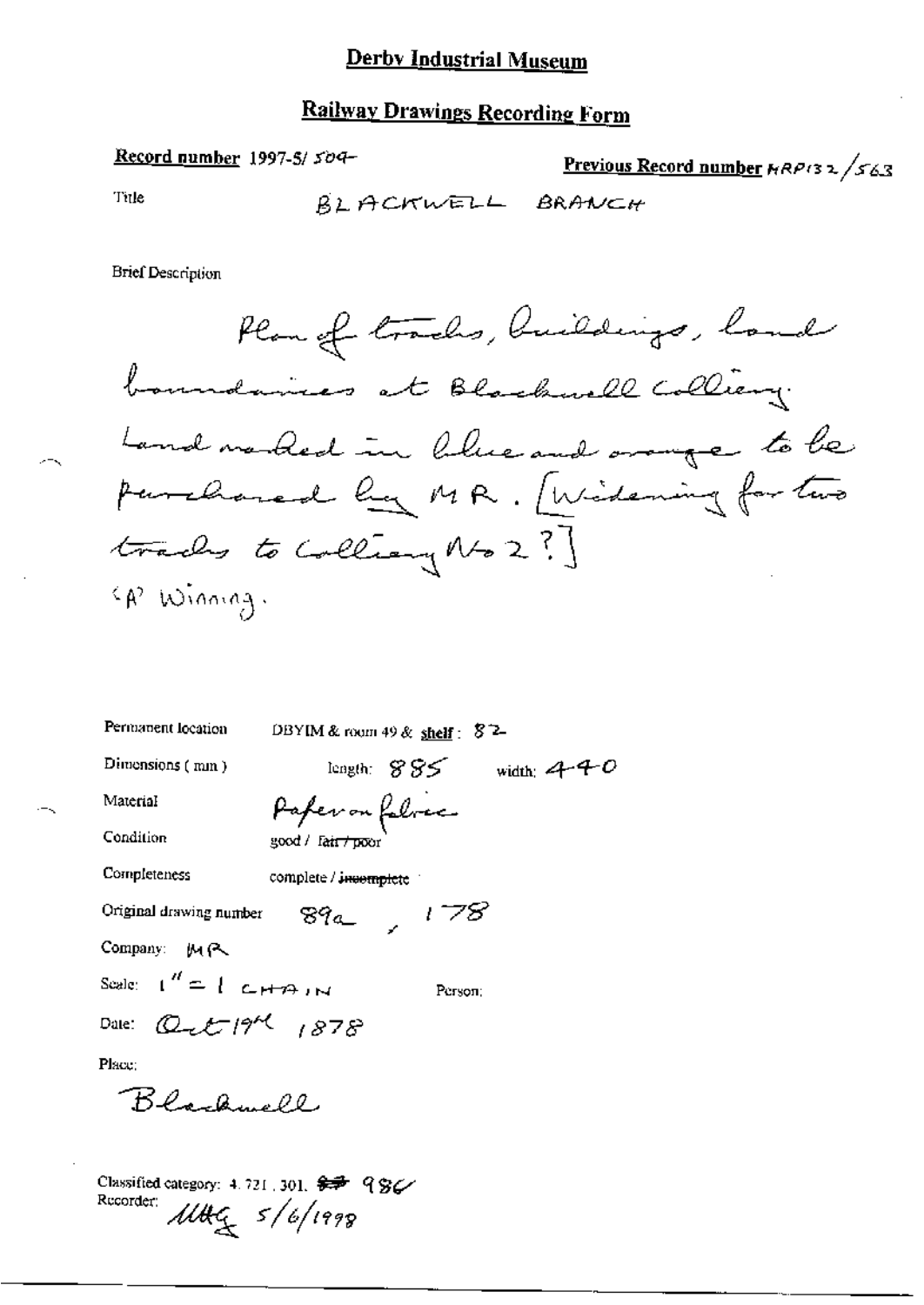# Derby Industrial Museum

## Railway Drawings Recording Form

**Record number** 1997-5/ 509

**Previous Record number** MRP132/563

Title BLACKWELL BRANCH

Brief Description

Plan of tracks, buildings, land boundaries at Blackwell Colliery. Land marked in blue and orange to be purchased by MR. [Widening for two tracks to Colliery No 2?]
'A' Winning.

Permanent location DBYIM & room 49 & **shelf**: 82

Dimensions (mm) length: 885 width: 440

Material Paper on fabric

Condition good / ~~fair / poor~~

Completeness complete / ~~incomplete~~

Original drawing number 89a, 178

Company: MR

Scale: 1" = 1 CHAIN

Person:

Date: Oct 19th 1878

Place:

Blackwell

Classified category: 4. 721. 301. ~~###~~ 986

Recorder: MHG 5/6/1998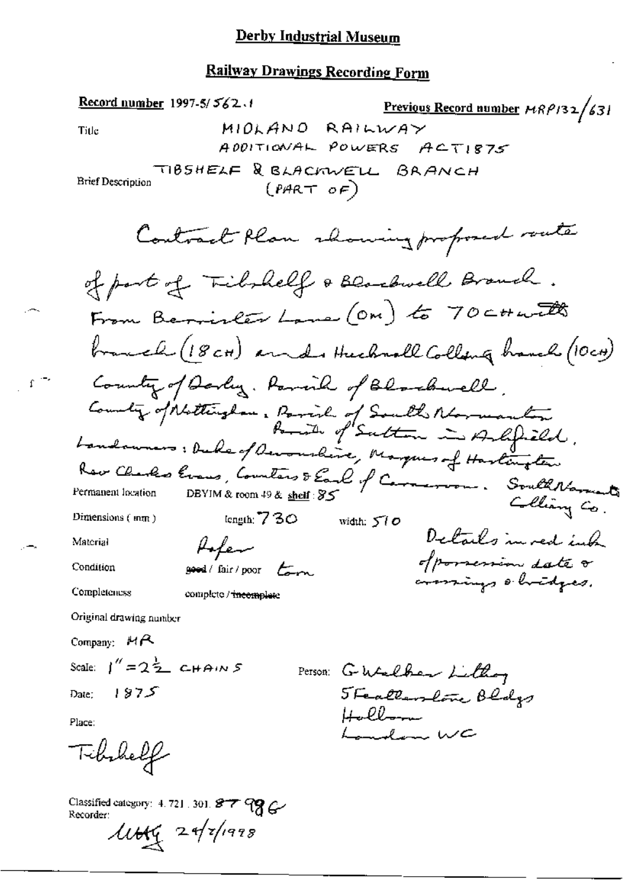# Derby Industrial Museum

## Railway Drawings Recording Form

**Record number** 1997-5/562.1

**Previous Record number** MRP132/631

Title: MIDLAND RAILWAY ADDITIONAL POWERS ACT 1875

Brief Description: TIBSHELF & BLACKWELL BRANCH (PART OF)

Contract Plan showing proposed route of part of Tibshelf & Blackwell Branch. From Berristow Lane (0m) to 70CH with branch (18CH) and Hucknall Colliery branch (10CH). County of Derby. Parish of Blackwell. County of Nottingham. Parish of South Normanton. Parish of Sutton in Ashfield. Landowners: Duke of Devonshire, Marquis of Hastings, Rev Charles Evans, Countess & Earl of Carnarvon. South Normanton Colliery Co.

Permanent location: DBYIM & room 49 & shelf: 85

Dimensions (mm): length: 730 width: 510

Material: Paper

Condition: good / fair / poor torn

Completeness: complete / incomplete

Details in red ink of possession date & crossings & bridges.

Original drawing number

Company: MR

Scale: 1" = 2½ CHAINS

Date: 1875

Place: Tibshelf

Person: G Walker Lithog 5 Featherstone Bldgs Holborn London WC

Classified category: 4.721.301. 87986

Recorder: MHG 24/2/1998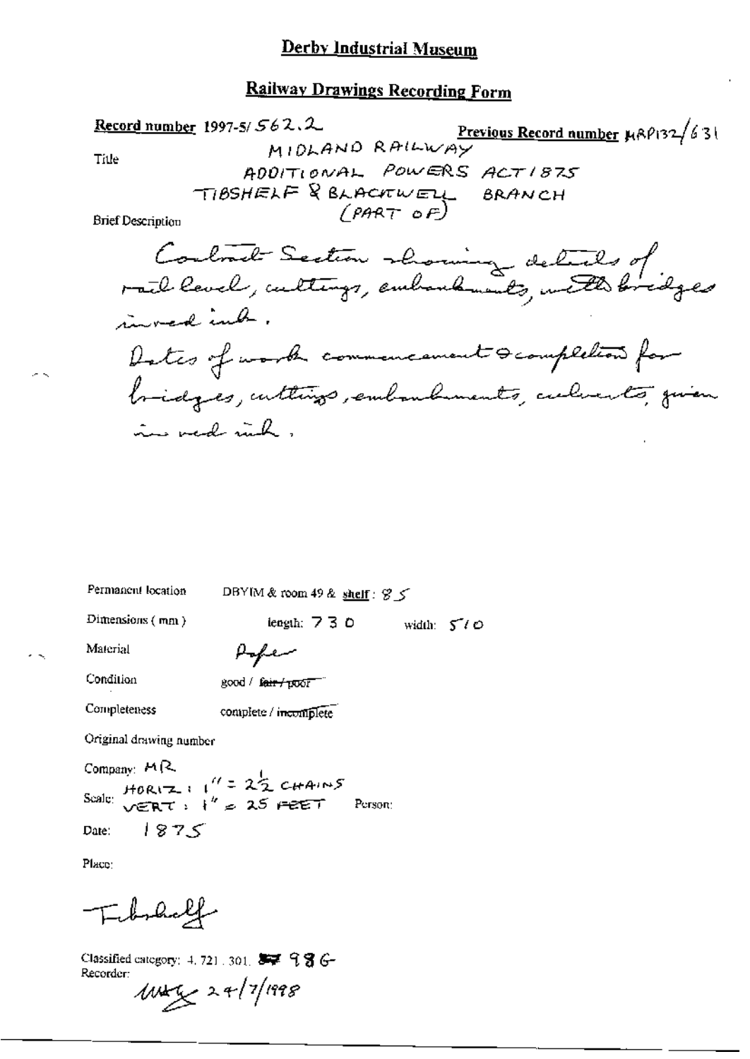# Derby Industrial Museum

## Railway Drawings Recording Form

**Record number** 1997-5/562.2 **Previous Record number** MRP132/631

Title

MIDLAND RAILWAY
ADDITIONAL POWERS ACT 1875
TIBSHELF & BLACKWELL BRANCH
(PART OF)

Brief Description

Contract Section showing details of rail level, cuttings, embankments, with bridges inved ink.

Dates of work commencement & completion for bridges, cuttings, embankments, culverts, given in red ink.

Permanent location DBYIM & room 49 & shelf: 85

Dimensions (mm) length: 730 width: 510

Material Paper

Condition good / ~~fair / poor~~

Completeness complete / ~~incomplete~~

Original drawing number

Company: MR

Scale: HORIZ: 1" = 2½ CHAINS
VERT: 1" = 25 FEET Person:

Date: 1875

Place:

Tibshelf

Classified category: 4.721.301. 986
Recorder:
24/7/1998